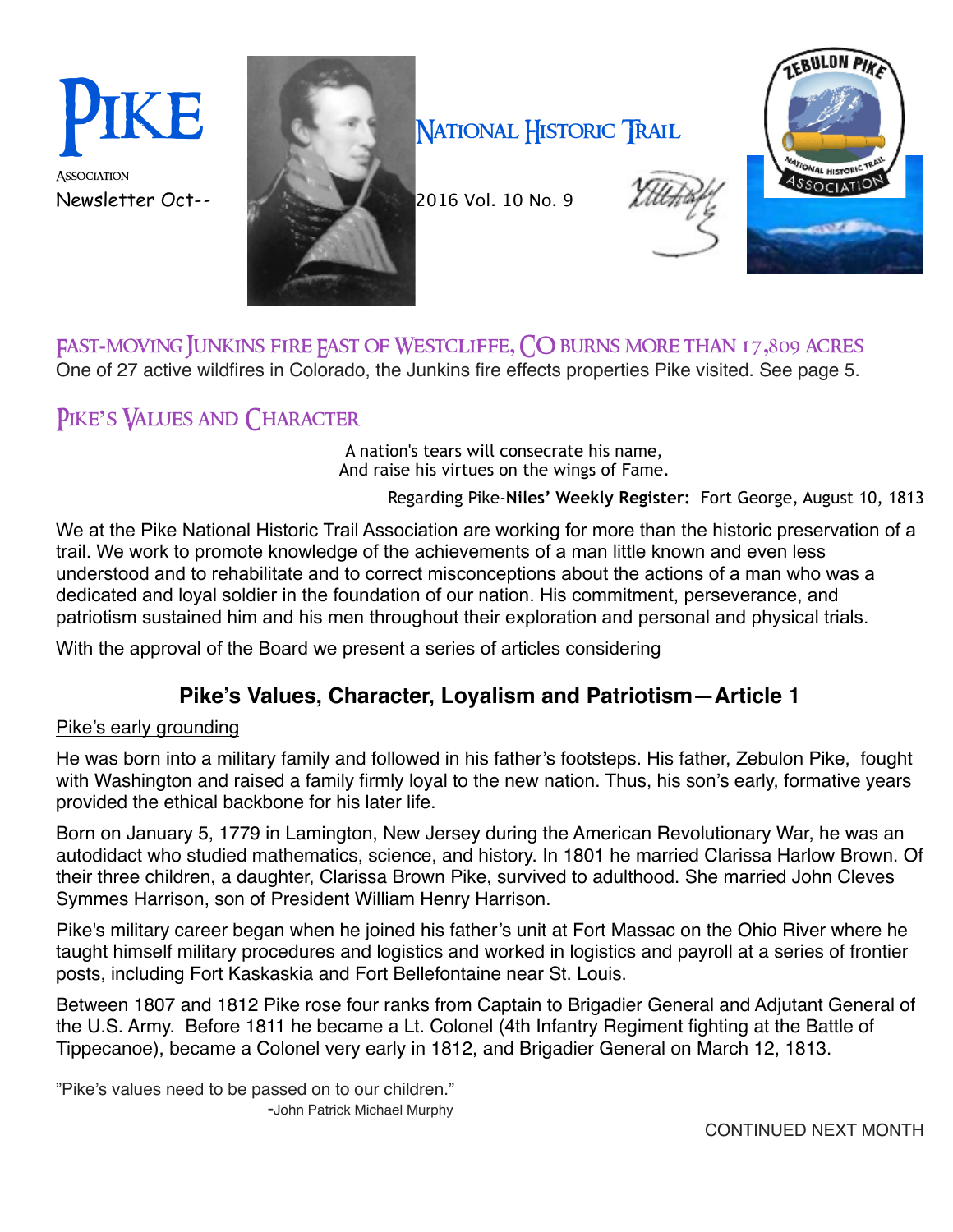# PIKE

ASSOCIATION

Newsletter Oct-- 2016 Vol. 10 No. 9

# NATIONAL HISTORIC TRAIL

## FAST-MOVING JUNKINS FIRE EAST OF WESTCLIFFE, CO BURNS MORE THAN 17,809 ACRES

One of 27 active wildfires in Colorado, the Junkins fire effects properties Pike visited. See page 5.

## PIKE'S VALUES AND CHARACTER

A nation's tears will consecrate his name,
And raise his virtues on the wings of Fame.

Regarding Pike-**Niles' Weekly Register:** Fort George, August 10, 1813

We at the Pike National Historic Trail Association are working for more than the historic preservation of a trail. We work to promote knowledge of the achievements of a man little known and even less understood and to rehabilitate and to correct misconceptions about the actions of a man who was a dedicated and loyal soldier in the foundation of our nation. His commitment, perseverance, and patriotism sustained him and his men throughout their exploration and personal and physical trials.

With the approval of the Board we present a series of articles considering

### Pike's Values, Character, Loyalism and Patriotism—Article 1

Pike's early grounding

He was born into a military family and followed in his father's footsteps. His father, Zebulon Pike, fought with Washington and raised a family firmly loyal to the new nation. Thus, his son's early, formative years provided the ethical backbone for his later life.

Born on January 5, 1779 in Lamington, New Jersey during the American Revolutionary War, he was an autodidact who studied mathematics, science, and history. In 1801 he married Clarissa Harlow Brown. Of their three children, a daughter, Clarissa Brown Pike, survived to adulthood. She married John Cleves Symmes Harrison, son of President William Henry Harrison.

Pike's military career began when he joined his father's unit at Fort Massac on the Ohio River where he taught himself military procedures and logistics and worked in logistics and payroll at a series of frontier posts, including Fort Kaskaskia and Fort Bellefontaine near St. Louis.

Between 1807 and 1812 Pike rose four ranks from Captain to Brigadier General and Adjutant General of the U.S. Army. Before 1811 he became a Lt. Colonel (4th Infantry Regiment fighting at the Battle of Tippecanoe), became a Colonel very early in 1812, and Brigadier General on March 12, 1813.

"Pike's values need to be passed on to our children."
-John Patrick Michael Murphy

CONTINUED NEXT MONTH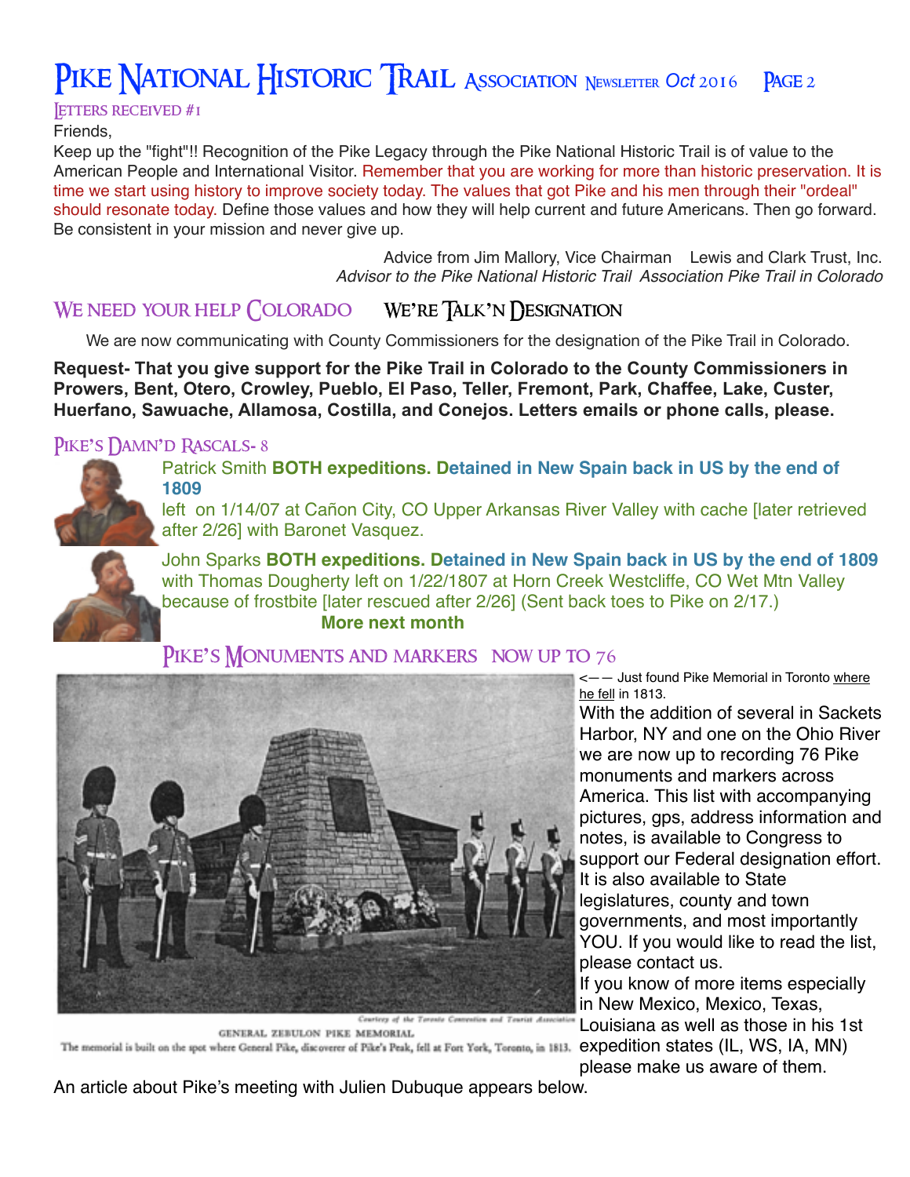## Letters received #1

Friends,

Keep up the "fight"!! Recognition of the Pike Legacy through the Pike National Historic Trail is of value to the American People and International Visitor. Remember that you are working for more than historic preservation. It is time we start using history to improve society today. The values that got Pike and his men through their "ordeal" should resonate today. Define those values and how they will help current and future Americans. Then go forward. Be consistent in your mission and never give up.

Advice from Jim Mallory, Vice Chairman Lewis and Clark Trust, Inc.
*Advisor to the Pike National Historic Trail Association Pike Trail in Colorado*

## We need your help Colorado We're Talk'n Designation

We are now communicating with County Commissioners for the designation of the Pike Trail in Colorado.

**Request- That you give support for the Pike Trail in Colorado to the County Commissioners in Prowers, Bent, Otero, Crowley, Pueblo, El Paso, Teller, Fremont, Park, Chaffee, Lake, Custer, Huerfano, Sawuache, Allamosa, Costilla, and Conejos. Letters emails or phone calls, please.**

## Pike's Damn'd Rascals- 8

Patrick Smith **BOTH expeditions. Detained in New Spain back in US by the end of 1809**
left on 1/14/07 at Cañon City, CO Upper Arkansas River Valley with cache [later retrieved after 2/26] with Baronet Vasquez.

John Sparks **BOTH expeditions. Detained in New Spain back in US by the end of 1809**
with Thomas Dougherty left on 1/22/1807 at Horn Creek Westcliffe, CO Wet Mtn Valley because of frostbite [later rescued after 2/26] (Sent back toes to Pike on 2/17.)

**More next month**

## Pike's Monuments and markers now up to 76

Courtesy of the Toronto Convention and Tourist Association

GENERAL ZEBULON PIKE MEMORIAL.
The memorial is built on the spot where General Pike, discoverer of Pike's Peak, fell at Fort York, Toronto, in 1813.

<—— Just found Pike Memorial in Toronto where he fell in 1813.

With the addition of several in Sackets Harbor, NY and one on the Ohio River we are now up to recording 76 Pike monuments and markers across America. This list with accompanying pictures, gps, address information and notes, is available to Congress to support our Federal designation effort. It is also available to State legislatures, county and town governments, and most importantly YOU. If you would like to read the list, please contact us.

If you know of more items especially in New Mexico, Mexico, Texas, Louisiana as well as those in his 1st expedition states (IL, WS, IA, MN) please make us aware of them.

An article about Pike's meeting with Julien Dubuque appears below.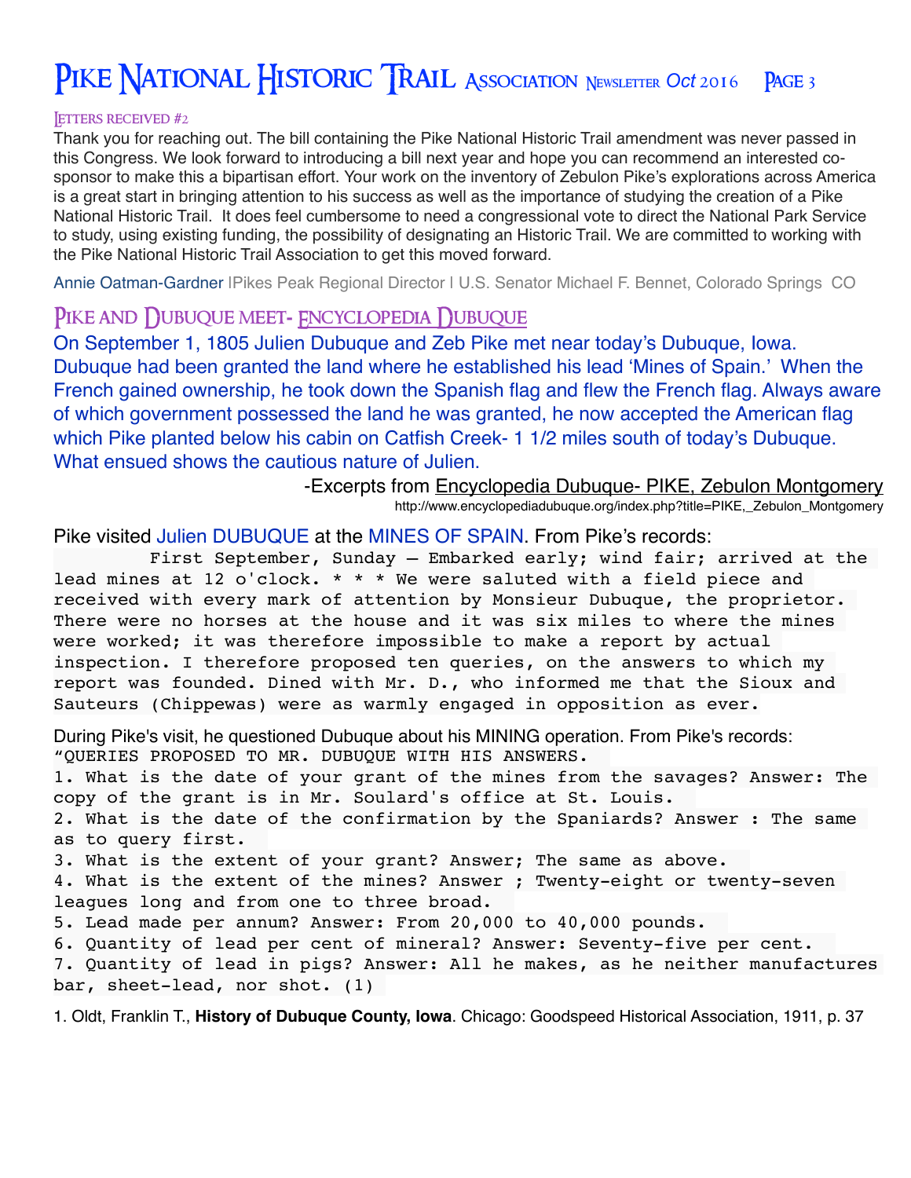### Letters received #2

Thank you for reaching out. The bill containing the Pike National Historic Trail amendment was never passed in this Congress. We look forward to introducing a bill next year and hope you can recommend an interested co-sponsor to make this a bipartisan effort. Your work on the inventory of Zebulon Pike's explorations across America is a great start in bringing attention to his success as well as the importance of studying the creation of a Pike National Historic Trail. It does feel cumbersome to need a congressional vote to direct the National Park Service to study, using existing funding, the possibility of designating an Historic Trail. We are committed to working with the Pike National Historic Trail Association to get this moved forward.

Annie Oatman-Gardner | Pikes Peak Regional Director | U.S. Senator Michael F. Bennet, Colorado Springs CO

## Pike and Dubuque meet- Encyclopedia Dubuque

On September 1, 1805 Julien Dubuque and Zeb Pike met near today's Dubuque, Iowa. Dubuque had been granted the land where he established his lead 'Mines of Spain.' When the French gained ownership, he took down the Spanish flag and flew the French flag. Always aware of which government possessed the land he was granted, he now accepted the American flag which Pike planted below his cabin on Catfish Creek- 1 1/2 miles south of today's Dubuque. What ensued shows the cautious nature of Julien.

-Excerpts from Encyclopedia Dubuque- PIKE, Zebulon Montgomery

http://www.encyclopediadubuque.org/index.php?title=PIKE,_Zebulon_Montgomery

Pike visited Julien DUBUQUE at the MINES OF SPAIN. From Pike's records:

First September, Sunday — Embarked early; wind fair; arrived at the lead mines at 12 o'clock. * * * We were saluted with a field piece and received with every mark of attention by Monsieur Dubuque, the proprietor. There were no horses at the house and it was six miles to where the mines were worked; it was therefore impossible to make a report by actual inspection. I therefore proposed ten queries, on the answers to which my report was founded. Dined with Mr. D., who informed me that the Sioux and Sauteurs (Chippewas) were as warmly engaged in opposition as ever.

During Pike's visit, he questioned Dubuque about his MINING operation. From Pike's records:

"QUERIES PROPOSED TO MR. DUBUQUE WITH HIS ANSWERS.

1. What is the date of your grant of the mines from the savages? Answer: The copy of the grant is in Mr. Soulard's office at St. Louis.
2. What is the date of the confirmation by the Spaniards? Answer : The same as to query first.
3. What is the extent of your grant? Answer; The same as above.
4. What is the extent of the mines? Answer ; Twenty-eight or twenty-seven leagues long and from one to three broad.
5. Lead made per annum? Answer: From 20,000 to 40,000 pounds.
6. Quantity of lead per cent of mineral? Answer: Seventy-five per cent.
7. Quantity of lead in pigs? Answer: All he makes, as he neither manufactures bar, sheet-lead, nor shot. (1)

1. Oldt, Franklin T., **History of Dubuque County, Iowa**. Chicago: Goodspeed Historical Association, 1911, p. 37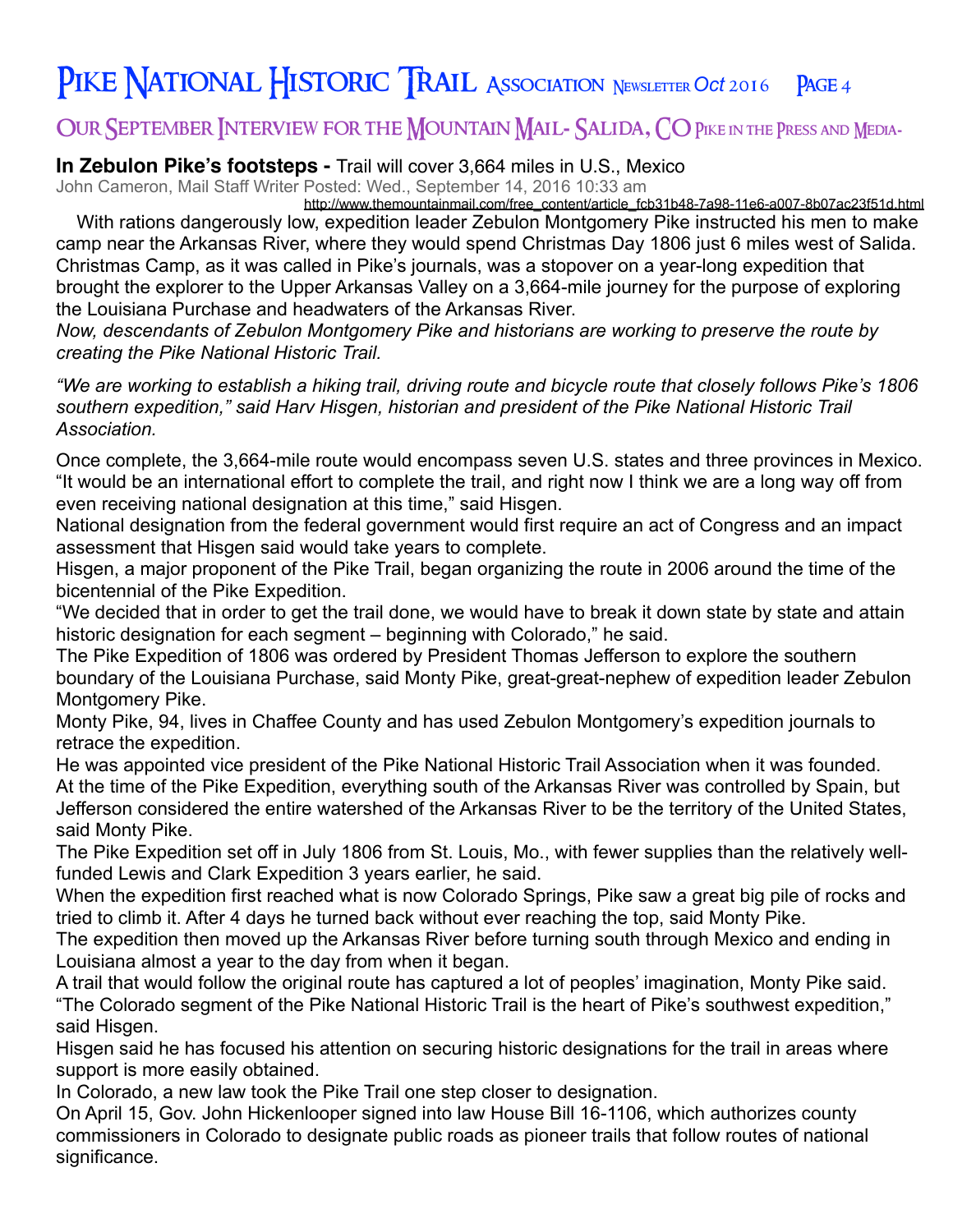## Our September Interview for the Mountain Mail- Salida, CO Pike in the Press and Media-

**In Zebulon Pike's footsteps -** Trail will cover 3,664 miles in U.S., Mexico

John Cameron, Mail Staff Writer Posted: Wed., September 14, 2016 10:33 am

http://www.themountainmail.com/free_content/article_fcb31b48-7a98-11e6-a007-8b07ac23f51d.html

With rations dangerously low, expedition leader Zebulon Montgomery Pike instructed his men to make camp near the Arkansas River, where they would spend Christmas Day 1806 just 6 miles west of Salida. Christmas Camp, as it was called in Pike's journals, was a stopover on a year-long expedition that brought the explorer to the Upper Arkansas Valley on a 3,664-mile journey for the purpose of exploring the Louisiana Purchase and headwaters of the Arkansas River.

*Now, descendants of Zebulon Montgomery Pike and historians are working to preserve the route by creating the Pike National Historic Trail.*

*"We are working to establish a hiking trail, driving route and bicycle route that closely follows Pike's 1806 southern expedition," said Harv Hisgen, historian and president of the Pike National Historic Trail Association.*

Once complete, the 3,664-mile route would encompass seven U.S. states and three provinces in Mexico. "It would be an international effort to complete the trail, and right now I think we are a long way off from even receiving national designation at this time," said Hisgen.

National designation from the federal government would first require an act of Congress and an impact assessment that Hisgen said would take years to complete.

Hisgen, a major proponent of the Pike Trail, began organizing the route in 2006 around the time of the bicentennial of the Pike Expedition.

"We decided that in order to get the trail done, we would have to break it down state by state and attain historic designation for each segment – beginning with Colorado," he said.

The Pike Expedition of 1806 was ordered by President Thomas Jefferson to explore the southern boundary of the Louisiana Purchase, said Monty Pike, great-great-nephew of expedition leader Zebulon Montgomery Pike.

Monty Pike, 94, lives in Chaffee County and has used Zebulon Montgomery's expedition journals to retrace the expedition.

He was appointed vice president of the Pike National Historic Trail Association when it was founded.

At the time of the Pike Expedition, everything south of the Arkansas River was controlled by Spain, but Jefferson considered the entire watershed of the Arkansas River to be the territory of the United States, said Monty Pike.

The Pike Expedition set off in July 1806 from St. Louis, Mo., with fewer supplies than the relatively well-funded Lewis and Clark Expedition 3 years earlier, he said.

When the expedition first reached what is now Colorado Springs, Pike saw a great big pile of rocks and tried to climb it. After 4 days he turned back without ever reaching the top, said Monty Pike.

The expedition then moved up the Arkansas River before turning south through Mexico and ending in Louisiana almost a year to the day from when it began.

A trail that would follow the original route has captured a lot of peoples' imagination, Monty Pike said.

"The Colorado segment of the Pike National Historic Trail is the heart of Pike's southwest expedition," said Hisgen.

Hisgen said he has focused his attention on securing historic designations for the trail in areas where support is more easily obtained.

In Colorado, a new law took the Pike Trail one step closer to designation.

On April 15, Gov. John Hickenlooper signed into law House Bill 16-1106, which authorizes county commissioners in Colorado to designate public roads as pioneer trails that follow routes of national significance.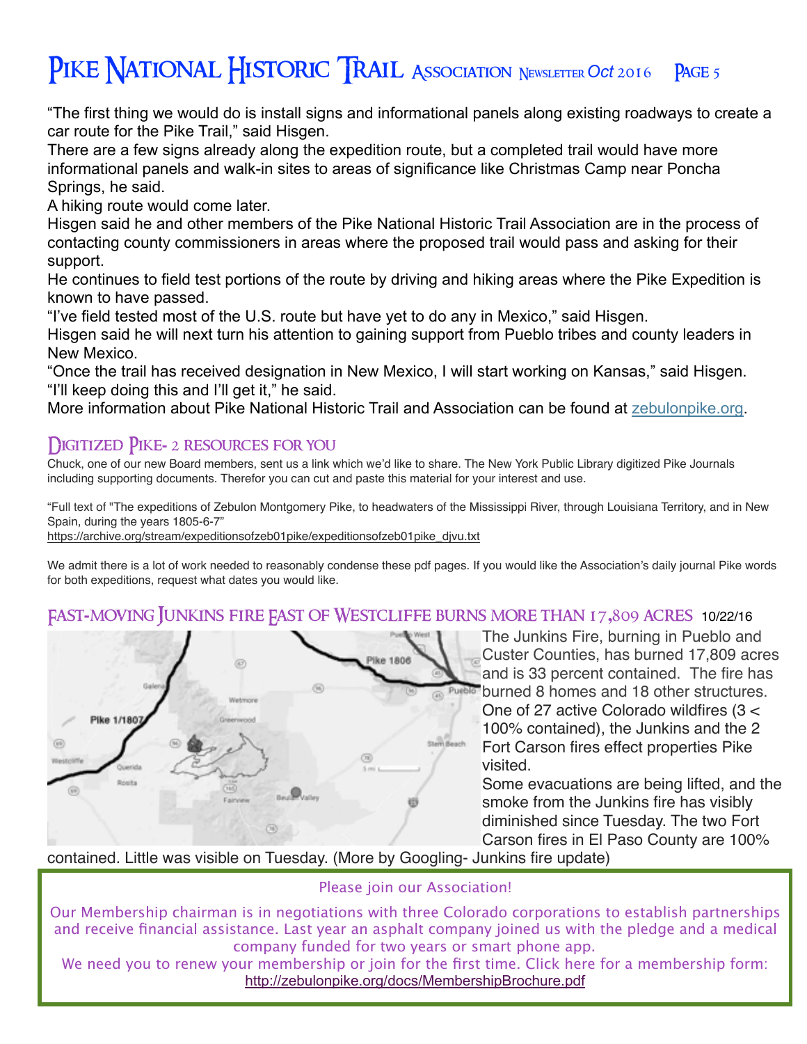"The first thing we would do is install signs and informational panels along existing roadways to create a car route for the Pike Trail," said Hisgen.

There are a few signs already along the expedition route, but a completed trail would have more informational panels and walk-in sites to areas of significance like Christmas Camp near Poncha Springs, he said.

A hiking route would come later.

Hisgen said he and other members of the Pike National Historic Trail Association are in the process of contacting county commissioners in areas where the proposed trail would pass and asking for their support.

He continues to field test portions of the route by driving and hiking areas where the Pike Expedition is known to have passed.

"I've field tested most of the U.S. route but have yet to do any in Mexico," said Hisgen.

Hisgen said he will next turn his attention to gaining support from Pueblo tribes and county leaders in New Mexico.

"Once the trail has received designation in New Mexico, I will start working on Kansas," said Hisgen.

"I'll keep doing this and I'll get it," he said.

More information about Pike National Historic Trail and Association can be found at zebulonpike.org.

## Digitized Pike- 2 resources for you

Chuck, one of our new Board members, sent us a link which we'd like to share. The New York Public Library digitized Pike Journals including supporting documents. Therefor you can cut and paste this material for your interest and use.

"Full text of "The expeditions of Zebulon Montgomery Pike, to headwaters of the Mississippi River, through Louisiana Territory, and in New Spain, during the years 1805-6-7"

https://archive.org/stream/expeditionsofzeb01pike/expeditionsofzeb01pike_djvu.txt

We admit there is a lot of work needed to reasonably condense these pdf pages. If you would like the Association's daily journal Pike words for both expeditions, request what dates you would like.

## Fast-moving Junkins fire East of Westcliffe burns more than 17,809 acres 10/22/16

The Junkins Fire, burning in Pueblo and Custer Counties, has burned 17,809 acres and is 33 percent contained. The fire has burned 8 homes and 18 other structures. One of 27 active Colorado wildfires (3 < 100% contained), the Junkins and the 2 Fort Carson fires effect properties Pike visited.

Some evacuations are being lifted, and the smoke from the Junkins fire has visibly diminished since Tuesday. The two Fort Carson fires in El Paso County are 100% contained. Little was visible on Tuesday. (More by Googling- Junkins fire update)

Please join our Association!

Our Membership chairman is in negotiations with three Colorado corporations to establish partnerships and receive financial assistance. Last year an asphalt company joined us with the pledge and a medical company funded for two years or smart phone app.

We need you to renew your membership or join for the first time. Click here for a membership form: http://zebulonpike.org/docs/MembershipBrochure.pdf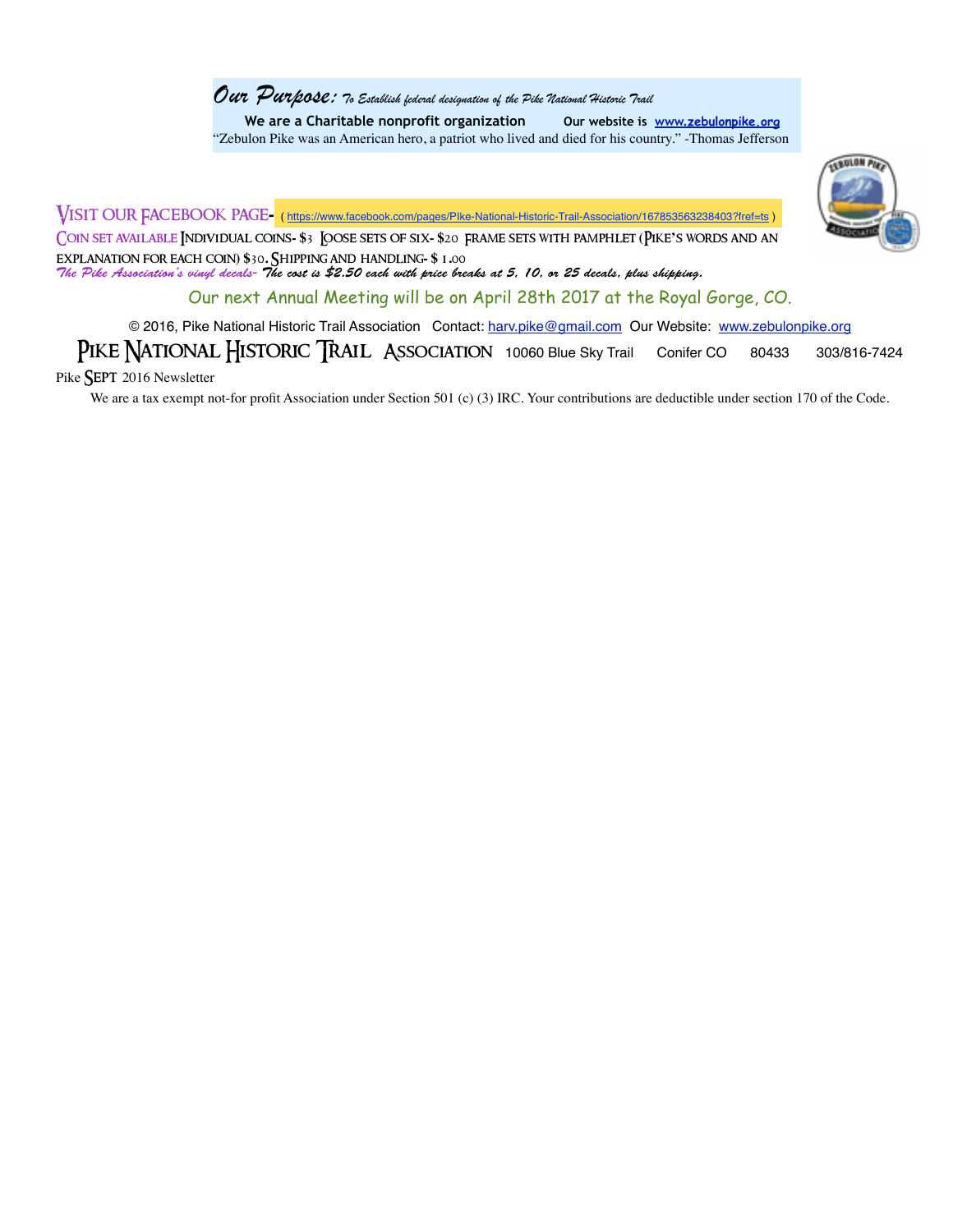***Our Purpose:*** *To Establish federal designation of the Pike National Historic Trail*

**We are a Charitable nonprofit organization** **Our website is [www.zebulonpike.org](http://www.zebulonpike.org)**

"Zebulon Pike was an American hero, a patriot who lived and died for his country." -Thomas Jefferson

VISIT OUR FACEBOOK PAGE- ( https://www.facebook.com/pages/PIke-National-Historic-Trail-Association/167853563238403?fref=ts )

COIN SET AVAILABLE INDIVIDUAL COINS- $3 LOOSE SETS OF SIX- $20 FRAME SETS WITH PAMPHLET (PIKE'S WORDS AND AN EXPLANATION FOR EACH COIN) $30. SHIPPING AND HANDLING- $ 1.00

*The Pike Association's vinyl decals-* ***The cost is $2.50 each with price breaks at 5, 10, or 25 decals, plus shipping.***

Our next Annual Meeting will be on April 28th 2017 at the Royal Gorge, CO.

© 2016, Pike National Historic Trail Association Contact: harv.pike@gmail.com Our Website: www.zebulonpike.org

PIKE NATIONAL HISTORIC TRAIL ASSOCIATION 10060 Blue Sky Trail Conifer CO 80433 303/816-7424

Pike SEPT 2016 Newsletter

We are a tax exempt not-for profit Association under Section 501 (c) (3) IRC. Your contributions are deductible under section 170 of the Code.